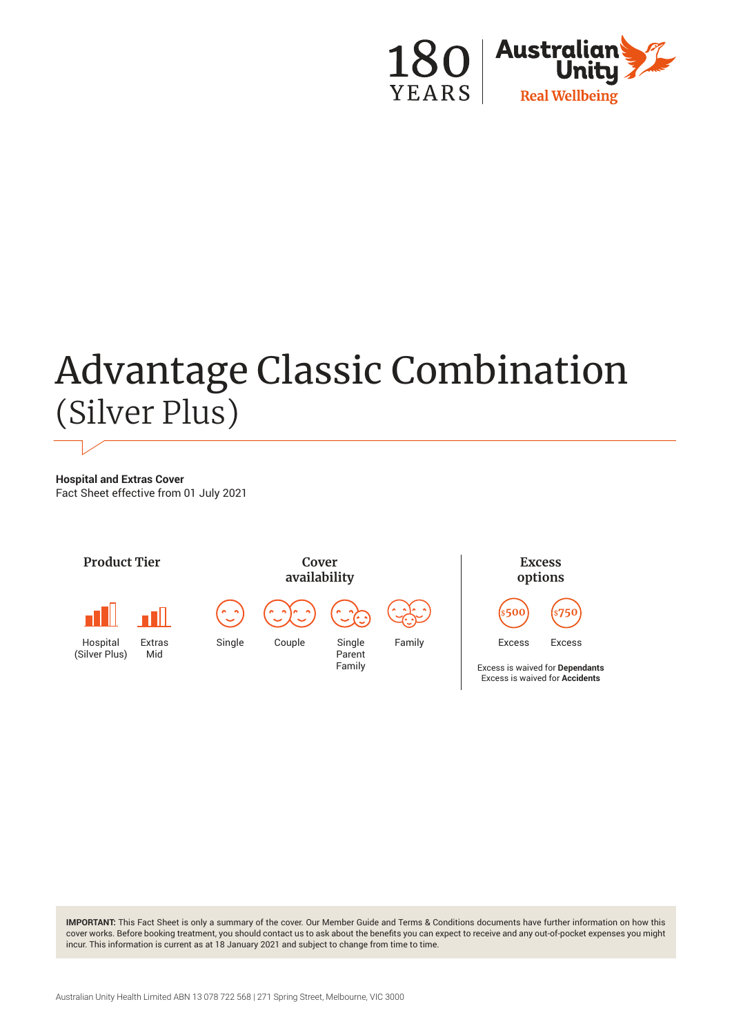# Advantage Classic Combination
## (Silver Plus)

**Hospital and Extras Cover**
Fact Sheet effective from 01 July 2021

### Product Tier

Hospital (Silver Plus)
Extras Mid

### Cover availability

Single
Couple
Single Parent Family
Family

### Excess options

$500 Excess
$750 Excess

Excess is waived for **Dependants**
Excess is waived for **Accidents**

**IMPORTANT:** This Fact Sheet is only a summary of the cover. Our Member Guide and Terms & Conditions documents have further information on how this cover works. Before booking treatment, you should contact us to ask about the benefits you can expect to receive and any out-of-pocket expenses you might incur. This information is current as at 18 January 2021 and subject to change from time to time.

Australian Unity Health Limited ABN 13 078 722 568 | 271 Spring Street, Melbourne, VIC 3000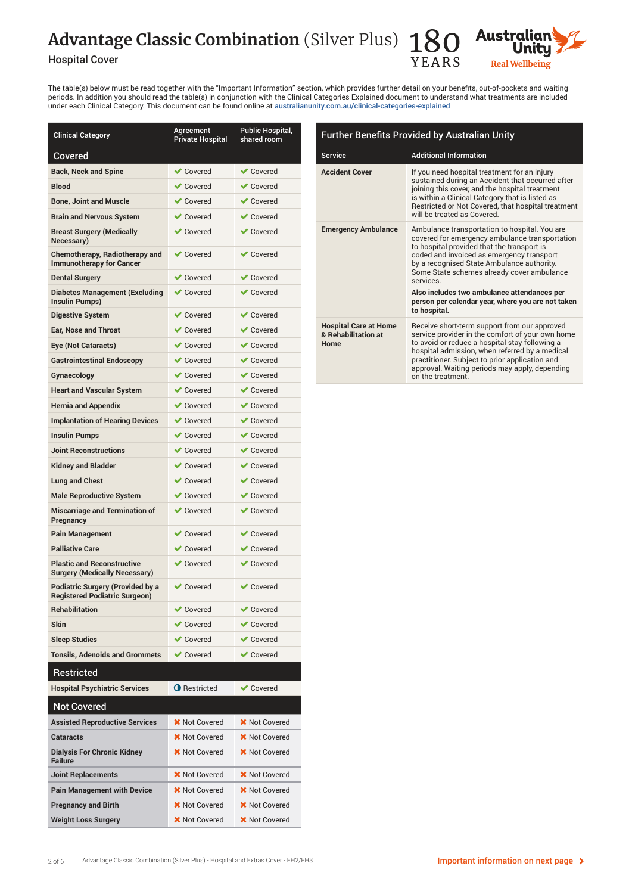# Advantage Classic Combination (Silver Plus)

Hospital Cover

The table(s) below must be read together with the "Important Information" section, which provides further detail on your benefits, out-of-pockets and waiting periods. In addition you should read the table(s) in conjunction with the Clinical Categories Explained document to understand what treatments are included under each Clinical Category. This document can be found online at australianunity.com.au/clinical-categories-explained

| Clinical Category | Agreement Private Hospital | Public Hospital, shared room |
|---|---|---|
| **Covered** | | |
| Back, Neck and Spine | ✔ Covered | ✔ Covered |
| Blood | ✔ Covered | ✔ Covered |
| Bone, Joint and Muscle | ✔ Covered | ✔ Covered |
| Brain and Nervous System | ✔ Covered | ✔ Covered |
| Breast Surgery (Medically Necessary) | ✔ Covered | ✔ Covered |
| Chemotherapy, Radiotherapy and Immunotherapy for Cancer | ✔ Covered | ✔ Covered |
| Dental Surgery | ✔ Covered | ✔ Covered |
| Diabetes Management (Excluding Insulin Pumps) | ✔ Covered | ✔ Covered |
| Digestive System | ✔ Covered | ✔ Covered |
| Ear, Nose and Throat | ✔ Covered | ✔ Covered |
| Eye (Not Cataracts) | ✔ Covered | ✔ Covered |
| Gastrointestinal Endoscopy | ✔ Covered | ✔ Covered |
| Gynaecology | ✔ Covered | ✔ Covered |
| Heart and Vascular System | ✔ Covered | ✔ Covered |
| Hernia and Appendix | ✔ Covered | ✔ Covered |
| Implantation of Hearing Devices | ✔ Covered | ✔ Covered |
| Insulin Pumps | ✔ Covered | ✔ Covered |
| Joint Reconstructions | ✔ Covered | ✔ Covered |
| Kidney and Bladder | ✔ Covered | ✔ Covered |
| Lung and Chest | ✔ Covered | ✔ Covered |
| Male Reproductive System | ✔ Covered | ✔ Covered |
| Miscarriage and Termination of Pregnancy | ✔ Covered | ✔ Covered |
| Pain Management | ✔ Covered | ✔ Covered |
| Palliative Care | ✔ Covered | ✔ Covered |
| Plastic and Reconstructive Surgery (Medically Necessary) | ✔ Covered | ✔ Covered |
| Podiatric Surgery (Provided by a Registered Podiatric Surgeon) | ✔ Covered | ✔ Covered |
| Rehabilitation | ✔ Covered | ✔ Covered |
| Skin | ✔ Covered | ✔ Covered |
| Sleep Studies | ✔ Covered | ✔ Covered |
| Tonsils, Adenoids and Grommets | ✔ Covered | ✔ Covered |
| **Restricted** | | |
| Hospital Psychiatric Services | ◑ Restricted | ✔ Covered |
| **Not Covered** | | |
| Assisted Reproductive Services | ✖ Not Covered | ✖ Not Covered |
| Cataracts | ✖ Not Covered | ✖ Not Covered |
| Dialysis For Chronic Kidney Failure | ✖ Not Covered | ✖ Not Covered |
| Joint Replacements | ✖ Not Covered | ✖ Not Covered |
| Pain Management with Device | ✖ Not Covered | ✖ Not Covered |
| Pregnancy and Birth | ✖ Not Covered | ✖ Not Covered |
| Weight Loss Surgery | ✖ Not Covered | ✖ Not Covered |

## Further Benefits Provided by Australian Unity

| Service | Additional Information |
|---|---|
| **Accident Cover** | If you need hospital treatment for an injury sustained during an Accident that occurred after joining this cover, and the hospital treatment is within a Clinical Category that is listed as Restricted or Not Covered, that hospital treatment will be treated as Covered. |
| **Emergency Ambulance** | Ambulance transportation to hospital. You are covered for emergency ambulance transportation to hospital provided that the transport is coded and invoiced as emergency transport by a recognised State Ambulance authority. Some State schemes already cover ambulance services. **Also includes two ambulance attendances per person per calendar year, where you are not taken to hospital.** |
| **Hospital Care at Home & Rehabilitation at Home** | Receive short-term support from our approved service provider in the comfort of your own home to avoid or reduce a hospital stay following a hospital admission, when referred by a medical practitioner. Subject to prior application and approval. Waiting periods may apply, depending on the treatment. |

Important information on next page ›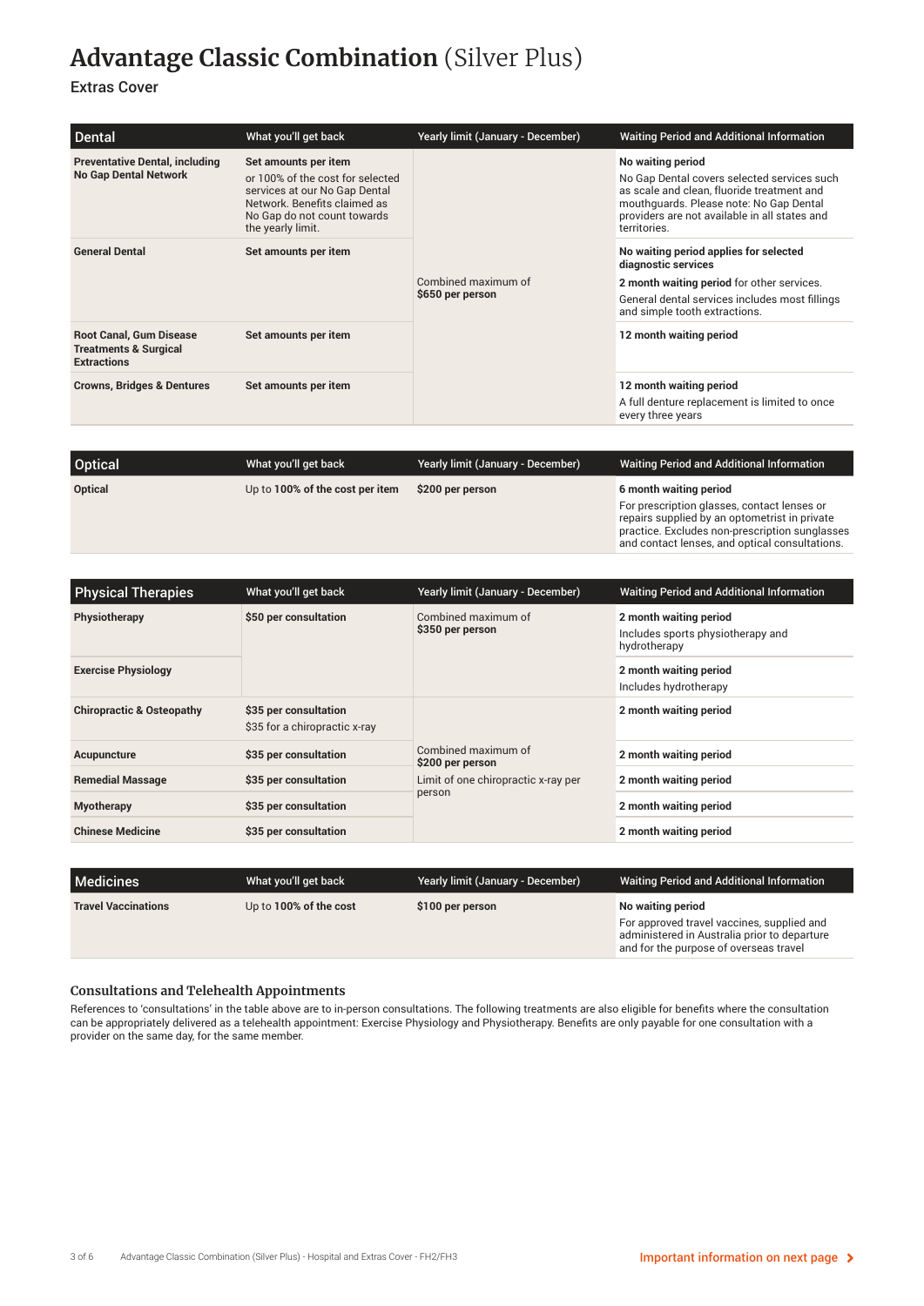# Advantage Classic Combination (Silver Plus)

Extras Cover

| Dental | What you'll get back | Yearly limit (January - December) | Waiting Period and Additional Information |
|---|---|---|---|
| **Preventative Dental, including No Gap Dental Network** | **Set amounts per item**<br>or 100% of the cost for selected services at our No Gap Dental Network. Benefits claimed as No Gap do not count towards the yearly limit. | Combined maximum of **$650 per person** | **No waiting period**<br>No Gap Dental covers selected services such as scale and clean, fluoride treatment and mouthguards. Please note: No Gap Dental providers are not available in all states and territories. |
| **General Dental** | **Set amounts per item** | | **No waiting period applies for selected diagnostic services**<br>**2 month waiting period** for other services.<br>General dental services includes most fillings and simple tooth extractions. |
| **Root Canal, Gum Disease Treatments & Surgical Extractions** | **Set amounts per item** | | **12 month waiting period** |
| **Crowns, Bridges & Dentures** | **Set amounts per item** | | **12 month waiting period**<br>A full denture replacement is limited to once every three years |

| Optical | What you'll get back | Yearly limit (January - December) | Waiting Period and Additional Information |
|---|---|---|---|
| **Optical** | Up to **100% of the cost per item** | **$200 per person** | **6 month waiting period**<br>For prescription glasses, contact lenses or repairs supplied by an optometrist in private practice. Excludes non-prescription sunglasses and contact lenses, and optical consultations. |

| Physical Therapies | What you'll get back | Yearly limit (January - December) | Waiting Period and Additional Information |
|---|---|---|---|
| **Physiotherapy** | **$50 per consultation** | Combined maximum of **$350 per person** | **2 month waiting period**<br>Includes sports physiotherapy and hydrotherapy |
| **Exercise Physiology** | | | **2 month waiting period**<br>Includes hydrotherapy |
| **Chiropractic & Osteopathy** | **$35 per consultation**<br>$35 for a chiropractic x-ray | Combined maximum of **$200 per person**<br>Limit of one chiropractic x-ray per person | **2 month waiting period** |
| **Acupuncture** | **$35 per consultation** | | **2 month waiting period** |
| **Remedial Massage** | **$35 per consultation** | | **2 month waiting period** |
| **Myotherapy** | **$35 per consultation** | | **2 month waiting period** |
| **Chinese Medicine** | **$35 per consultation** | | **2 month waiting period** |

| Medicines | What you'll get back | Yearly limit (January - December) | Waiting Period and Additional Information |
|---|---|---|---|
| **Travel Vaccinations** | Up to **100% of the cost** | **$100 per person** | **No waiting period**<br>For approved travel vaccines, supplied and administered in Australia prior to departure and for the purpose of overseas travel |

### Consultations and Telehealth Appointments

References to 'consultations' in the table above are to in-person consultations. The following treatments are also eligible for benefits where the consultation can be appropriately delivered as a telehealth appointment: Exercise Physiology and Physiotherapy. Benefits are only payable for one consultation with a provider on the same day, for the same member.

Important information on next page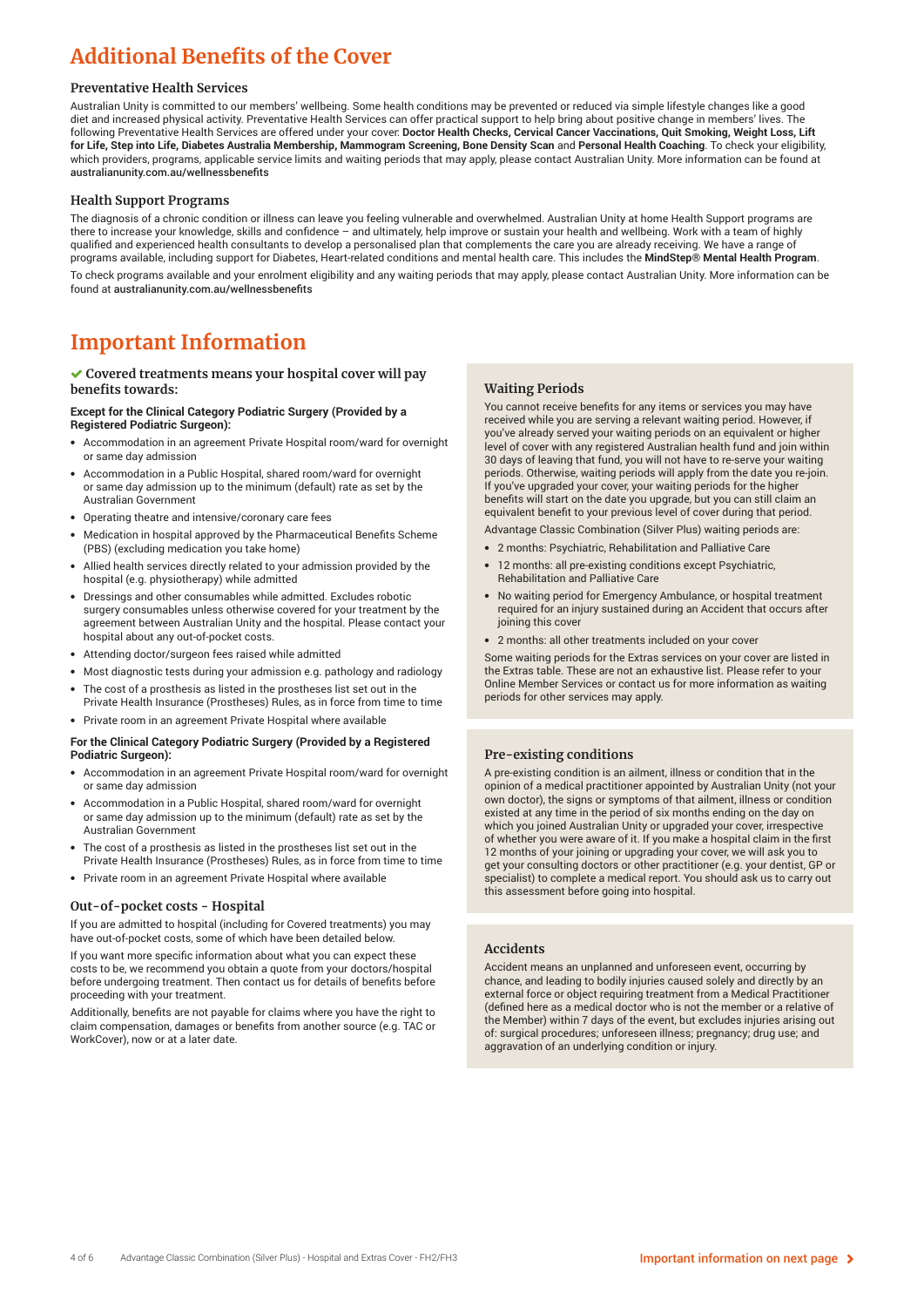# Additional Benefits of the Cover

### Preventative Health Services

Australian Unity is committed to our members' wellbeing. Some health conditions may be prevented or reduced via simple lifestyle changes like a good diet and increased physical activity. Preventative Health Services can offer practical support to help bring about positive change in members' lives. The following Preventative Health Services are offered under your cover: **Doctor Health Checks, Cervical Cancer Vaccinations, Quit Smoking, Weight Loss, Lift for Life, Step into Life, Diabetes Australia Membership, Mammogram Screening, Bone Density Scan** and **Personal Health Coaching**. To check your eligibility, which providers, programs, applicable service limits and waiting periods that may apply, please contact Australian Unity. More information can be found at **australianunity.com.au/wellnessbenefits**

### Health Support Programs

The diagnosis of a chronic condition or illness can leave you feeling vulnerable and overwhelmed. Australian Unity at home Health Support programs are there to increase your knowledge, skills and confidence – and ultimately, help improve or sustain your health and wellbeing. Work with a team of highly qualified and experienced health consultants to develop a personalised plan that complements the care you are already receiving. We have a range of programs available, including support for Diabetes, Heart-related conditions and mental health care. This includes the **MindStep® Mental Health Program**.

To check programs available and your enrolment eligibility and any waiting periods that may apply, please contact Australian Unity. More information can be found at **australianunity.com.au/wellnessbenefits**

# Important Information

### ✔ Covered treatments means your hospital cover will pay benefits towards:

**Except for the Clinical Category Podiatric Surgery (Provided by a Registered Podiatric Surgeon):**

- Accommodation in an agreement Private Hospital room/ward for overnight or same day admission
- Accommodation in a Public Hospital, shared room/ward for overnight or same day admission up to the minimum (default) rate as set by the Australian Government
- Operating theatre and intensive/coronary care fees
- Medication in hospital approved by the Pharmaceutical Benefits Scheme (PBS) (excluding medication you take home)
- Allied health services directly related to your admission provided by the hospital (e.g. physiotherapy) while admitted
- Dressings and other consumables while admitted. Excludes robotic surgery consumables unless otherwise covered for your treatment by the agreement between Australian Unity and the hospital. Please contact your hospital about any out-of-pocket costs.
- Attending doctor/surgeon fees raised while admitted
- Most diagnostic tests during your admission e.g. pathology and radiology
- The cost of a prosthesis as listed in the prostheses list set out in the Private Health Insurance (Prostheses) Rules, as in force from time to time
- Private room in an agreement Private Hospital where available

**For the Clinical Category Podiatric Surgery (Provided by a Registered Podiatric Surgeon):**

- Accommodation in an agreement Private Hospital room/ward for overnight or same day admission
- Accommodation in a Public Hospital, shared room/ward for overnight or same day admission up to the minimum (default) rate as set by the Australian Government
- The cost of a prosthesis as listed in the prostheses list set out in the Private Health Insurance (Prostheses) Rules, as in force from time to time
- Private room in an agreement Private Hospital where available

### Out-of-pocket costs - Hospital

If you are admitted to hospital (including for Covered treatments) you may have out-of-pocket costs, some of which have been detailed below.

If you want more specific information about what you can expect these costs to be, we recommend you obtain a quote from your doctors/hospital before undergoing treatment. Then contact us for details of benefits before proceeding with your treatment.

Additionally, benefits are not payable for claims where you have the right to claim compensation, damages or benefits from another source (e.g. TAC or WorkCover), now or at a later date.

### Waiting Periods

You cannot receive benefits for any items or services you may have received while you are serving a relevant waiting period. However, if you've already served your waiting periods on an equivalent or higher level of cover with any registered Australian health fund and join within 30 days of leaving that fund, you will not have to re-serve your waiting periods. Otherwise, waiting periods will apply from the date you re-join. If you've upgraded your cover, your waiting periods for the higher benefits will start on the date you upgrade, but you can still claim an equivalent benefit to your previous level of cover during that period.

Advantage Classic Combination (Silver Plus) waiting periods are:

- 2 months: Psychiatric, Rehabilitation and Palliative Care
- 12 months: all pre-existing conditions except Psychiatric, Rehabilitation and Palliative Care
- No waiting period for Emergency Ambulance, or hospital treatment required for an injury sustained during an Accident that occurs after joining this cover
- 2 months: all other treatments included on your cover

Some waiting periods for the Extras services on your cover are listed in the Extras table. These are not an exhaustive list. Please refer to your Online Member Services or contact us for more information as waiting periods for other services may apply.

### Pre-existing conditions

A pre-existing condition is an ailment, illness or condition that in the opinion of a medical practitioner appointed by Australian Unity (not your own doctor), the signs or symptoms of that ailment, illness or condition existed at any time in the period of six months ending on the day on which you joined Australian Unity or upgraded your cover, irrespective of whether you were aware of it. If you make a hospital claim in the first 12 months of your joining or upgrading your cover, we will ask you to get your consulting doctors or other practitioner (e.g. your dentist, GP or specialist) to complete a medical report. You should ask us to carry out this assessment before going into hospital.

### Accidents

Accident means an unplanned and unforeseen event, occurring by chance, and leading to bodily injuries caused solely and directly by an external force or object requiring treatment from a Medical Practitioner (defined here as a medical doctor who is not the member or a relative of the Member) within 7 days of the event, but excludes injuries arising out of: surgical procedures; unforeseen illness; pregnancy; drug use; and aggravation of an underlying condition or injury.

Important information on next page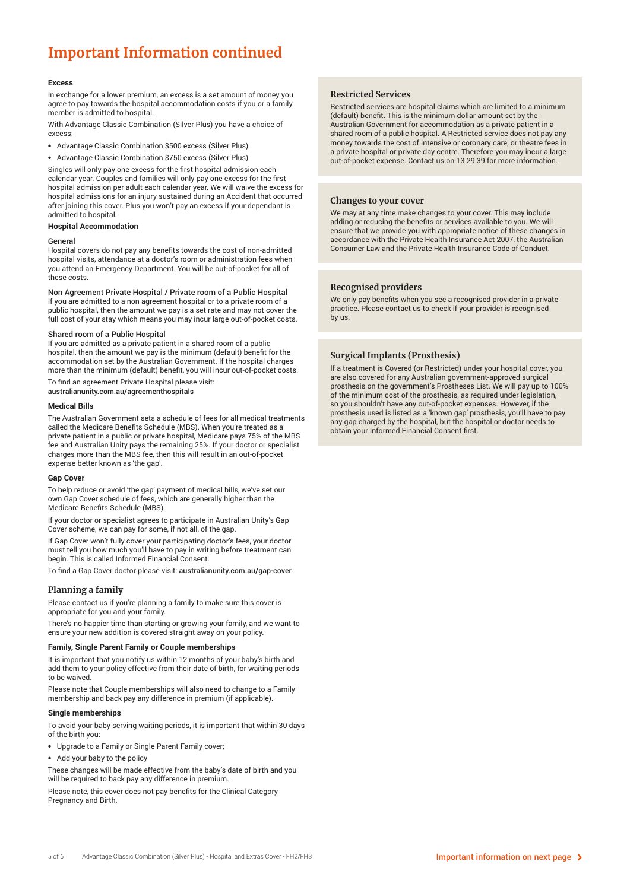# Important Information continued

### Excess

In exchange for a lower premium, an excess is a set amount of money you agree to pay towards the hospital accommodation costs if you or a family member is admitted to hospital.

With Advantage Classic Combination (Silver Plus) you have a choice of excess:

- Advantage Classic Combination $500 excess (Silver Plus)
- Advantage Classic Combination $750 excess (Silver Plus)

Singles will only pay one excess for the first hospital admission each calendar year. Couples and families will only pay one excess for the first hospital admission per adult each calendar year. We will waive the excess for hospital admissions for an injury sustained during an Accident that occurred after joining this cover. Plus you won't pay an excess if your dependant is admitted to hospital.

### Hospital Accommodation

**General**
Hospital covers do not pay any benefits towards the cost of non-admitted hospital visits, attendance at a doctor's room or administration fees when you attend an Emergency Department. You will be out-of-pocket for all of these costs.

**Non Agreement Private Hospital / Private room of a Public Hospital**
If you are admitted to a non agreement hospital or to a private room of a public hospital, then the amount we pay is a set rate and may not cover the full cost of your stay which means you may incur large out-of-pocket costs.

**Shared room of a Public Hospital**
If you are admitted as a private patient in a shared room of a public hospital, then the amount we pay is the minimum (default) benefit for the accommodation set by the Australian Government. If the hospital charges more than the minimum (default) benefit, you will incur out-of-pocket costs.

To find an agreement Private Hospital please visit:
australianunity.com.au/agreementhospitals

### Medical Bills

The Australian Government sets a schedule of fees for all medical treatments called the Medicare Benefits Schedule (MBS). When you're treated as a private patient in a public or private hospital, Medicare pays 75% of the MBS fee and Australian Unity pays the remaining 25%. If your doctor or specialist charges more than the MBS fee, then this will result in an out-of-pocket expense better known as 'the gap'.

### Gap Cover

To help reduce or avoid 'the gap' payment of medical bills, we've set our own Gap Cover schedule of fees, which are generally higher than the Medicare Benefits Schedule (MBS).

If your doctor or specialist agrees to participate in Australian Unity's Gap Cover scheme, we can pay for some, if not all, of the gap.

If Gap Cover won't fully cover your participating doctor's fees, your doctor must tell you how much you'll have to pay in writing before treatment can begin. This is called Informed Financial Consent.

To find a Gap Cover doctor please visit: **australianunity.com.au/gap-cover**

## Planning a family

Please contact us if you're planning a family to make sure this cover is appropriate for you and your family.

There's no happier time than starting or growing your family, and we want to ensure your new addition is covered straight away on your policy.

### Family, Single Parent Family or Couple memberships

It is important that you notify us within 12 months of your baby's birth and add them to your policy effective from their date of birth, for waiting periods to be waived.

Please note that Couple memberships will also need to change to a Family membership and back pay any difference in premium (if applicable).

### Single memberships

To avoid your baby serving waiting periods, it is important that within 30 days of the birth you:

- Upgrade to a Family or Single Parent Family cover;
- Add your baby to the policy

These changes will be made effective from the baby's date of birth and you will be required to back pay any difference in premium.

Please note, this cover does not pay benefits for the Clinical Category Pregnancy and Birth.

## Restricted Services

Restricted services are hospital claims which are limited to a minimum (default) benefit. This is the minimum dollar amount set by the Australian Government for accommodation as a private patient in a shared room of a public hospital. A Restricted service does not pay any money towards the cost of intensive or coronary care, or theatre fees in a private hospital or private day centre. Therefore you may incur a large out-of-pocket expense. Contact us on 13 29 39 for more information.

## Changes to your cover

We may at any time make changes to your cover. This may include adding or reducing the benefits or services available to you. We will ensure that we provide you with appropriate notice of these changes in accordance with the Private Health Insurance Act 2007, the Australian Consumer Law and the Private Health Insurance Code of Conduct.

## Recognised providers

We only pay benefits when you see a recognised provider in a private practice. Please contact us to check if your provider is recognised by us.

## Surgical Implants (Prosthesis)

If a treatment is Covered (or Restricted) under your hospital cover, you are also covered for any Australian government-approved surgical prosthesis on the government's Prostheses List. We will pay up to 100% of the minimum cost of the prosthesis, as required under legislation, so you shouldn't have any out-of-pocket expenses. However, if the prosthesis used is listed as a 'known gap' prosthesis, you'll have to pay any gap charged by the hospital, but the hospital or doctor needs to obtain your Informed Financial Consent first.

Important information on next page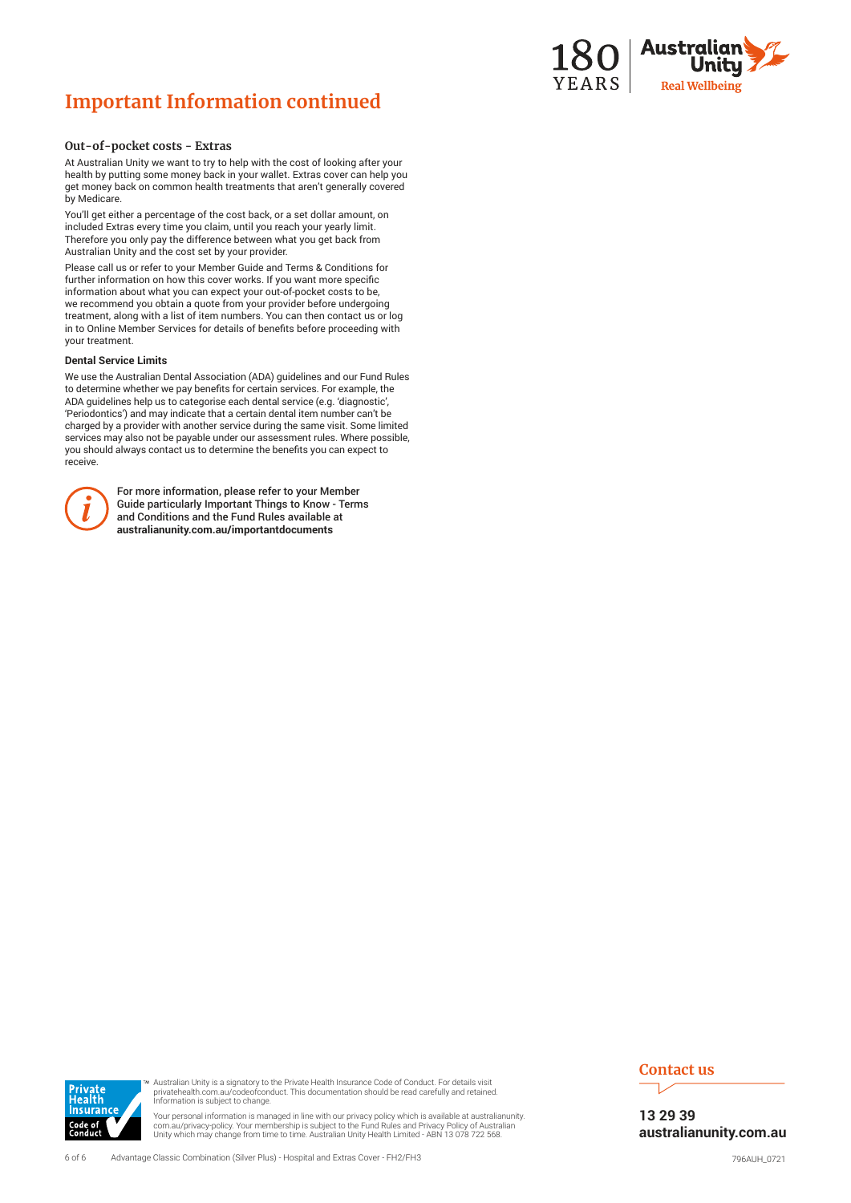# Important Information continued

### Out-of-pocket costs - Extras

At Australian Unity we want to try to help with the cost of looking after your health by putting some money back in your wallet. Extras cover can help you get money back on common health treatments that aren't generally covered by Medicare.

You'll get either a percentage of the cost back, or a set dollar amount, on included Extras every time you claim, until you reach your yearly limit. Therefore you only pay the difference between what you get back from Australian Unity and the cost set by your provider.

Please call us or refer to your Member Guide and Terms & Conditions for further information on how this cover works. If you want more specific information about what you can expect your out-of-pocket costs to be, we recommend you obtain a quote from your provider before undergoing treatment, along with a list of item numbers. You can then contact us or log in to Online Member Services for details of benefits before proceeding with your treatment.

**Dental Service Limits**

We use the Australian Dental Association (ADA) guidelines and our Fund Rules to determine whether we pay benefits for certain services. For example, the ADA guidelines help us to categorise each dental service (e.g. 'diagnostic', 'Periodontics') and may indicate that a certain dental item number can't be charged by a provider with another service during the same visit. Some limited services may also not be payable under our assessment rules. Where possible, you should always contact us to determine the benefits you can expect to receive.

For more information, please refer to your Member Guide particularly Important Things to Know - Terms and Conditions and the Fund Rules available at **australianunity.com.au/importantdocuments**

™ Australian Unity is a signatory to the Private Health Insurance Code of Conduct. For details visit privatehealth.com.au/codeofconduct. This documentation should be read carefully and retained. Information is subject to change.

Your personal information is managed in line with our privacy policy which is available at australianunity.com.au/privacy-policy. Your membership is subject to the Fund Rules and Privacy Policy of Australian Unity which may change from time to time. Australian Unity Health Limited - ABN 13 078 722 568.

## Contact us

**13 29 39**
**australianunity.com.au**